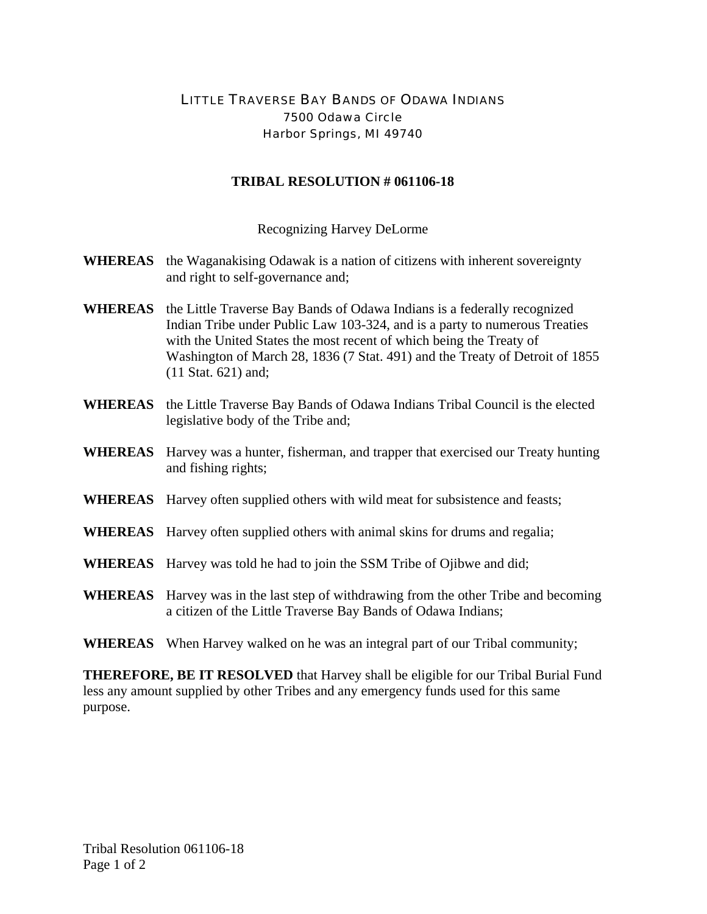LITTLE TRAVERSE BAY BANDS OF ODAWA INDIANS
7500 Odawa Circle
Harbor Springs, MI 49740

# TRIBAL RESOLUTION # 061106-18

Recognizing Harvey DeLorme

**WHEREAS** the Waganakising Odawak is a nation of citizens with inherent sovereignty and right to self-governance and;

**WHEREAS** the Little Traverse Bay Bands of Odawa Indians is a federally recognized Indian Tribe under Public Law 103-324, and is a party to numerous Treaties with the United States the most recent of which being the Treaty of Washington of March 28, 1836 (7 Stat. 491) and the Treaty of Detroit of 1855 (11 Stat. 621) and;

**WHEREAS** the Little Traverse Bay Bands of Odawa Indians Tribal Council is the elected legislative body of the Tribe and;

**WHEREAS** Harvey was a hunter, fisherman, and trapper that exercised our Treaty hunting and fishing rights;

**WHEREAS** Harvey often supplied others with wild meat for subsistence and feasts;

**WHEREAS** Harvey often supplied others with animal skins for drums and regalia;

**WHEREAS** Harvey was told he had to join the SSM Tribe of Ojibwe and did;

**WHEREAS** Harvey was in the last step of withdrawing from the other Tribe and becoming a citizen of the Little Traverse Bay Bands of Odawa Indians;

**WHEREAS** When Harvey walked on he was an integral part of our Tribal community;

**THEREFORE, BE IT RESOLVED** that Harvey shall be eligible for our Tribal Burial Fund less any amount supplied by other Tribes and any emergency funds used for this same purpose.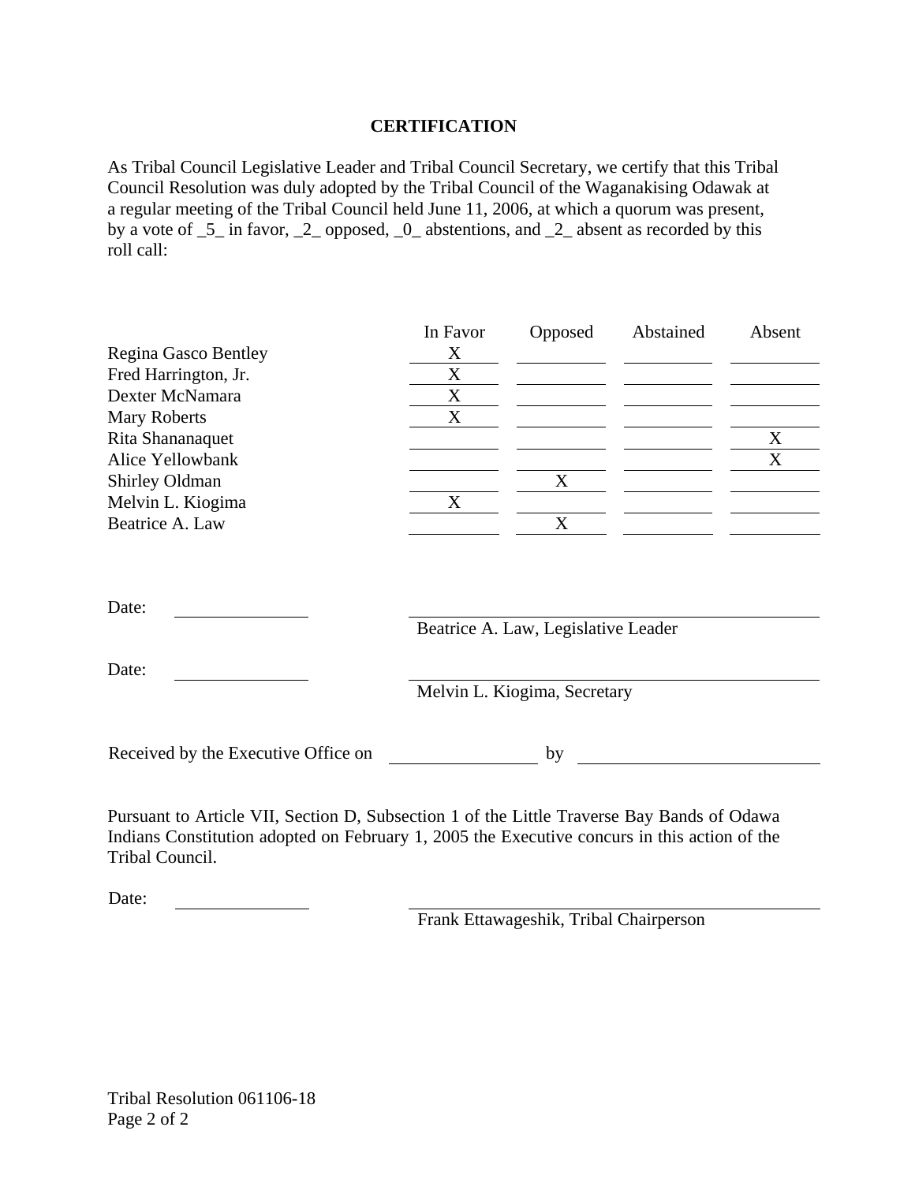# CERTIFICATION

As Tribal Council Legislative Leader and Tribal Council Secretary, we certify that this Tribal Council Resolution was duly adopted by the Tribal Council of the Waganakising Odawak at a regular meeting of the Tribal Council held June 11, 2006, at which a quorum was present, by a vote of _5_ in favor, _2_ opposed, _0_ abstentions, and _2_ absent as recorded by this roll call:

| | In Favor | Opposed | Abstained | Absent |
|---|---|---|---|---|
| Regina Gasco Bentley | X | | | |
| Fred Harrington, Jr. | X | | | |
| Dexter McNamara | X | | | |
| Mary Roberts | X | | | |
| Rita Shananaquet | | | | X |
| Alice Yellowbank | | | | X |
| Shirley Oldman | | X | | |
| Melvin L. Kiogima | X | | | |
| Beatrice A. Law | | X | | |

Date: ______________ ______________________________
Beatrice A. Law, Legislative Leader

Date: ______________ ______________________________
Melvin L. Kiogima, Secretary

Received by the Executive Office on ______________ by ______________________

Pursuant to Article VII, Section D, Subsection 1 of the Little Traverse Bay Bands of Odawa Indians Constitution adopted on February 1, 2005 the Executive concurs in this action of the Tribal Council.

Date: ______________ ______________________________
Frank Ettawageshik, Tribal Chairperson

Tribal Resolution 061106-18